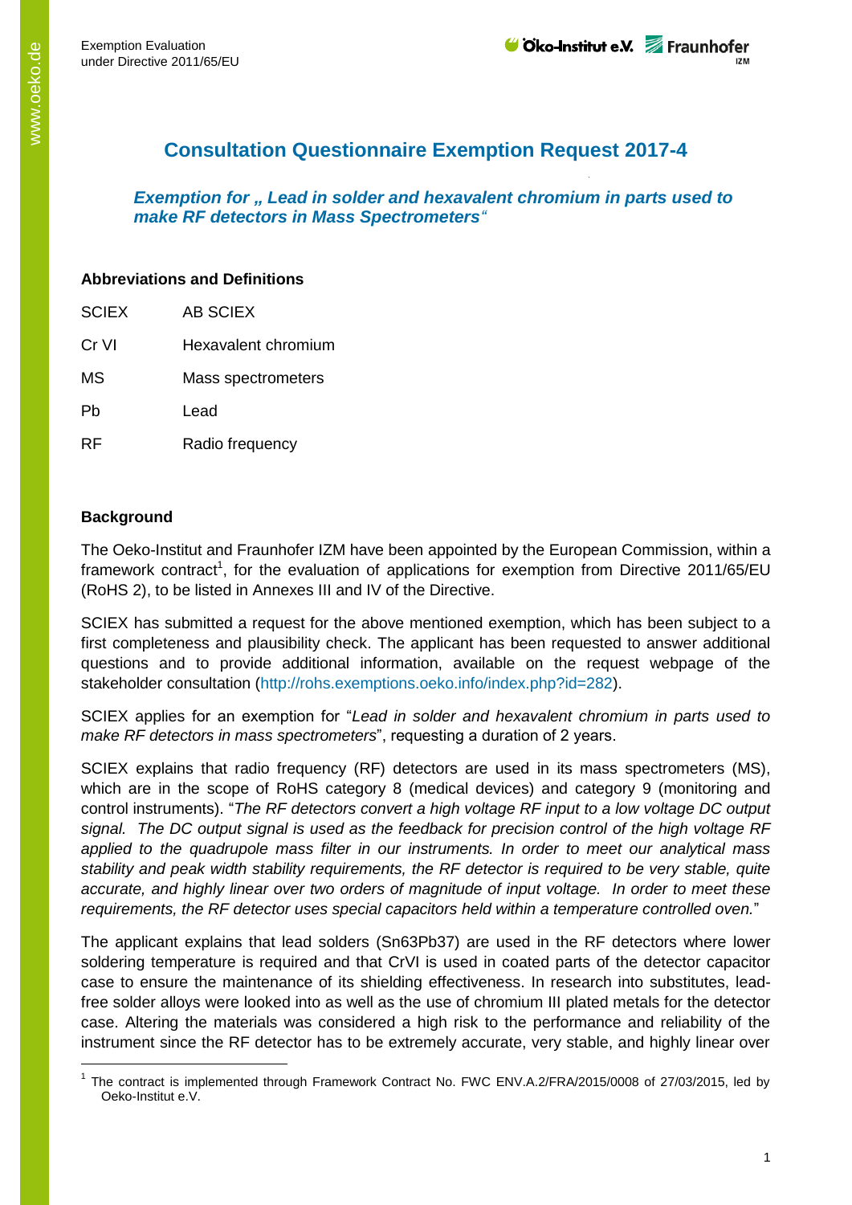# Consultation Questionnaire Exemption Request 2017-4

***Exemption for „ Lead in solder and hexavalent chromium in parts used to make RF detectors in Mass Spectrometers“***

**Abbreviations and Definitions**

| | |
|---|---|
| SCIEX | AB SCIEX |
| Cr VI | Hexavalent chromium |
| MS | Mass spectrometers |
| Pb | Lead |
| RF | Radio frequency |

**Background**

The Oeko-Institut and Fraunhofer IZM have been appointed by the European Commission, within a framework contract[1], for the evaluation of applications for exemption from Directive 2011/65/EU (RoHS 2), to be listed in Annexes III and IV of the Directive.

SCIEX has submitted a request for the above mentioned exemption, which has been subject to a first completeness and plausibility check. The applicant has been requested to answer additional questions and to provide additional information, available on the request webpage of the stakeholder consultation (http://rohs.exemptions.oeko.info/index.php?id=282).

SCIEX applies for an exemption for “*Lead in solder and hexavalent chromium in parts used to make RF detectors in mass spectrometers*”, requesting a duration of 2 years.

SCIEX explains that radio frequency (RF) detectors are used in its mass spectrometers (MS), which are in the scope of RoHS category 8 (medical devices) and category 9 (monitoring and control instruments). “*The RF detectors convert a high voltage RF input to a low voltage DC output signal. The DC output signal is used as the feedback for precision control of the high voltage RF applied to the quadrupole mass filter in our instruments. In order to meet our analytical mass stability and peak width stability requirements, the RF detector is required to be very stable, quite accurate, and highly linear over two orders of magnitude of input voltage. In order to meet these requirements, the RF detector uses special capacitors held within a temperature controlled oven.*”

The applicant explains that lead solders (Sn63Pb37) are used in the RF detectors where lower soldering temperature is required and that CrVI is used in coated parts of the detector capacitor case to ensure the maintenance of its shielding effectiveness. In research into substitutes, lead-free solder alloys were looked into as well as the use of chromium III plated metals for the detector case. Altering the materials was considered a high risk to the performance and reliability of the instrument since the RF detector has to be extremely accurate, very stable, and highly linear over

[1] The contract is implemented through Framework Contract No. FWC ENV.A.2/FRA/2015/0008 of 27/03/2015, led by Oeko-Institut e.V.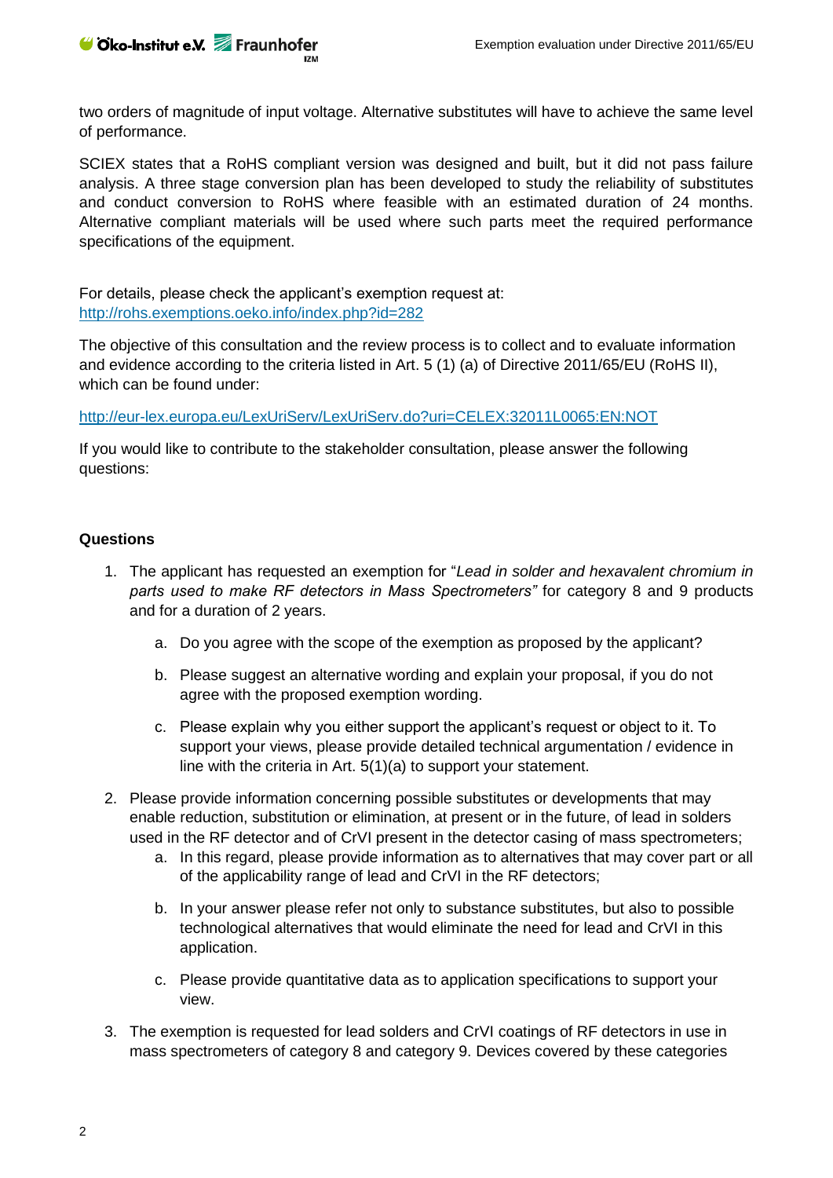two orders of magnitude of input voltage. Alternative substitutes will have to achieve the same level of performance.

SCIEX states that a RoHS compliant version was designed and built, but it did not pass failure analysis. A three stage conversion plan has been developed to study the reliability of substitutes and conduct conversion to RoHS where feasible with an estimated duration of 24 months. Alternative compliant materials will be used where such parts meet the required performance specifications of the equipment.

For details, please check the applicant's exemption request at:
http://rohs.exemptions.oeko.info/index.php?id=282

The objective of this consultation and the review process is to collect and to evaluate information and evidence according to the criteria listed in Art. 5 (1) (a) of Directive 2011/65/EU (RoHS II), which can be found under:

http://eur-lex.europa.eu/LexUriServ/LexUriServ.do?uri=CELEX:32011L0065:EN:NOT

If you would like to contribute to the stakeholder consultation, please answer the following questions:

**Questions**

1. The applicant has requested an exemption for "*Lead in solder and hexavalent chromium in parts used to make RF detectors in Mass Spectrometers*" for category 8 and 9 products and for a duration of 2 years.

    a. Do you agree with the scope of the exemption as proposed by the applicant?

    b. Please suggest an alternative wording and explain your proposal, if you do not agree with the proposed exemption wording.

    c. Please explain why you either support the applicant's request or object to it. To support your views, please provide detailed technical argumentation / evidence in line with the criteria in Art. 5(1)(a) to support your statement.

2. Please provide information concerning possible substitutes or developments that may enable reduction, substitution or elimination, at present or in the future, of lead in solders used in the RF detector and of CrVI present in the detector casing of mass spectrometers;

    a. In this regard, please provide information as to alternatives that may cover part or all of the applicability range of lead and CrVI in the RF detectors;

    b. In your answer please refer not only to substance substitutes, but also to possible technological alternatives that would eliminate the need for lead and CrVI in this application.

    c. Please provide quantitative data as to application specifications to support your view.

3. The exemption is requested for lead solders and CrVI coatings of RF detectors in use in mass spectrometers of category 8 and category 9. Devices covered by these categories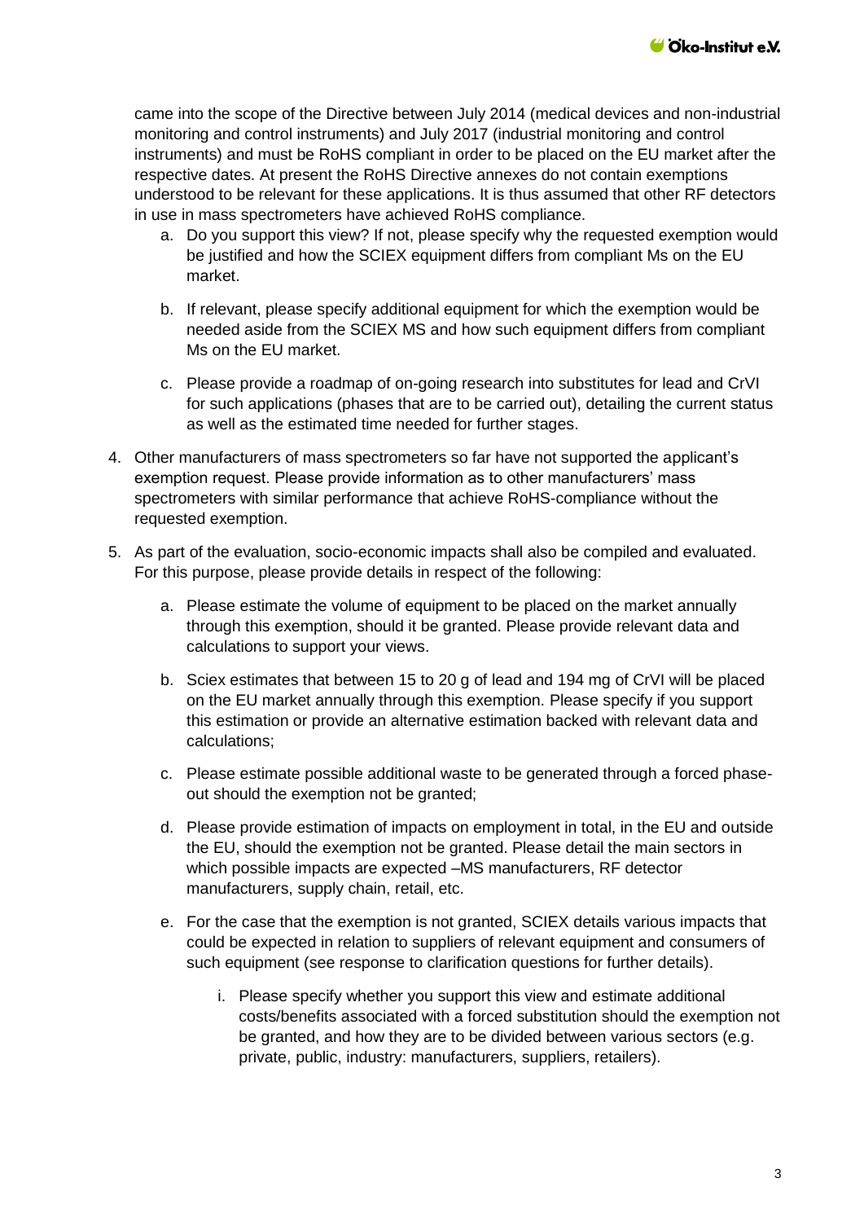came into the scope of the Directive between July 2014 (medical devices and non-industrial monitoring and control instruments) and July 2017 (industrial monitoring and control instruments) and must be RoHS compliant in order to be placed on the EU market after the respective dates. At present the RoHS Directive annexes do not contain exemptions understood to be relevant for these applications. It is thus assumed that other RF detectors in use in mass spectrometers have achieved RoHS compliance.

   a. Do you support this view? If not, please specify why the requested exemption would be justified and how the SCIEX equipment differs from compliant Ms on the EU market.

   b. If relevant, please specify additional equipment for which the exemption would be needed aside from the SCIEX MS and how such equipment differs from compliant Ms on the EU market.

   c. Please provide a roadmap of on-going research into substitutes for lead and CrVI for such applications (phases that are to be carried out), detailing the current status as well as the estimated time needed for further stages.

4. Other manufacturers of mass spectrometers so far have not supported the applicant's exemption request. Please provide information as to other manufacturers' mass spectrometers with similar performance that achieve RoHS-compliance without the requested exemption.

5. As part of the evaluation, socio-economic impacts shall also be compiled and evaluated. For this purpose, please provide details in respect of the following:

   a. Please estimate the volume of equipment to be placed on the market annually through this exemption, should it be granted. Please provide relevant data and calculations to support your views.

   b. Sciex estimates that between 15 to 20 g of lead and 194 mg of CrVI will be placed on the EU market annually through this exemption. Please specify if you support this estimation or provide an alternative estimation backed with relevant data and calculations;

   c. Please estimate possible additional waste to be generated through a forced phase-out should the exemption not be granted;

   d. Please provide estimation of impacts on employment in total, in the EU and outside the EU, should the exemption not be granted. Please detail the main sectors in which possible impacts are expected –MS manufacturers, RF detector manufacturers, supply chain, retail, etc.

   e. For the case that the exemption is not granted, SCIEX details various impacts that could be expected in relation to suppliers of relevant equipment and consumers of such equipment (see response to clarification questions for further details).

      i. Please specify whether you support this view and estimate additional costs/benefits associated with a forced substitution should the exemption not be granted, and how they are to be divided between various sectors (e.g. private, public, industry: manufacturers, suppliers, retailers).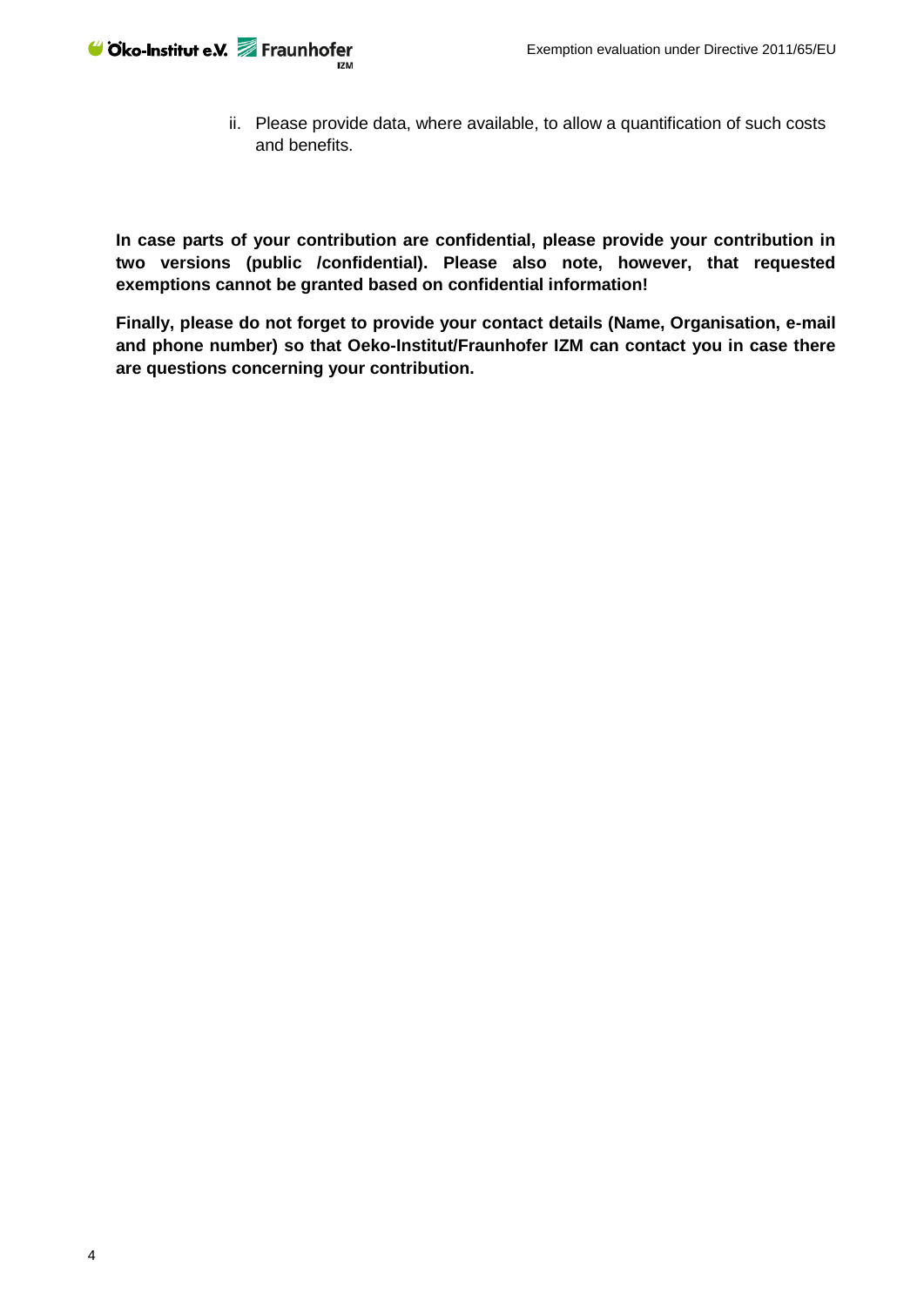ii. Please provide data, where available, to allow a quantification of such costs and benefits.

**In case parts of your contribution are confidential, please provide your contribution in two versions (public /confidential). Please also note, however, that requested exemptions cannot be granted based on confidential information!**

**Finally, please do not forget to provide your contact details (Name, Organisation, e-mail and phone number) so that Oeko-Institut/Fraunhofer IZM can contact you in case there are questions concerning your contribution.**